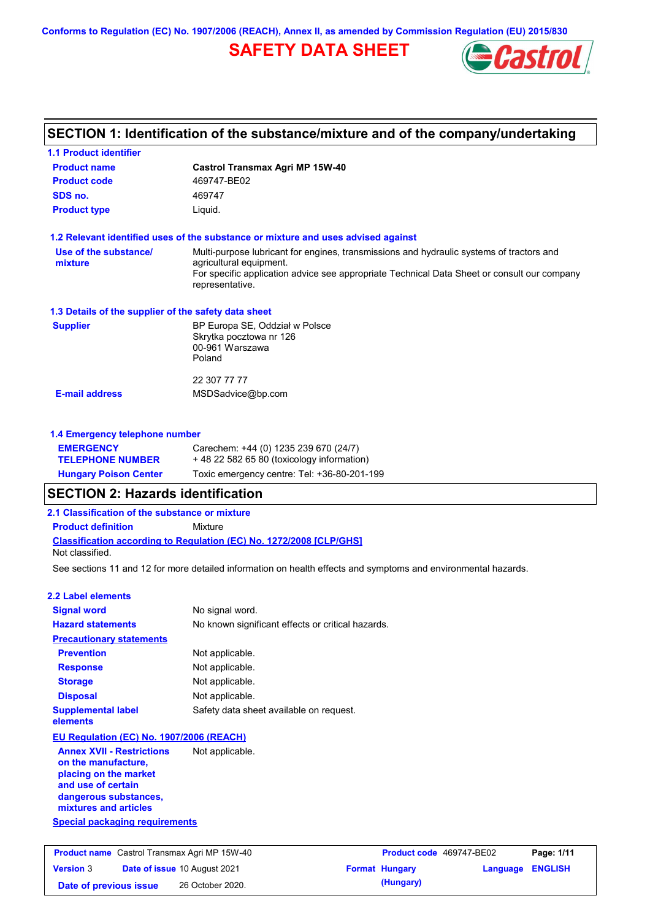Conforms to Regulation (EC) No. 1907/2006 (REACH), Annex II, as amended by Commission Regulation (EU) 2015/830

# SAFETY DATA SHEET

## SECTION 1: Identification of the substance/mixture and of the company/undertaking

### 1.1 Product identifier

| | |
|---|---|
| **Product name** | **Castrol Transmax Agri MP 15W-40** |
| **Product code** | 469747-BE02 |
| **SDS no.** | 469747 |
| **Product type** | Liquid. |

### 1.2 Relevant identified uses of the substance or mixture and uses advised against

**Use of the substance/ mixture**: Multi-purpose lubricant for engines, transmissions and hydraulic systems of tractors and agricultural equipment.
For specific application advice see appropriate Technical Data Sheet or consult our company representative.

### 1.3 Details of the supplier of the safety data sheet

**Supplier**: BP Europa SE, Oddział w Polsce
Skrytka pocztowa nr 126
00-961 Warszawa
Poland

22 307 77 77

**E-mail address**: MSDSadvice@bp.com

### 1.4 Emergency telephone number

**EMERGENCY TELEPHONE NUMBER**: Carechem: +44 (0) 1235 239 670 (24/7)
+ 48 22 582 65 80 (toxicology information)

**Hungary Poison Center**: Toxic emergency centre: Tel: +36-80-201-199

## SECTION 2: Hazards identification

### 2.1 Classification of the substance or mixture

**Product definition**: Mixture

**Classification according to Regulation (EC) No. 1272/2008 [CLP/GHS]**
Not classified.

See sections 11 and 12 for more detailed information on health effects and symptoms and environmental hazards.

### 2.2 Label elements

| | |
|---|---|
| **Signal word** | No signal word. |
| **Hazard statements** | No known significant effects or critical hazards. |

**Precautionary statements**

| | |
|---|---|
| **Prevention** | Not applicable. |
| **Response** | Not applicable. |
| **Storage** | Not applicable. |
| **Disposal** | Not applicable. |
| **Supplemental label elements** | Safety data sheet available on request. |

**EU Regulation (EC) No. 1907/2006 (REACH)**

**Annex XVII - Restrictions on the manufacture, placing on the market and use of certain dangerous substances, mixtures and articles**: Not applicable.

**Special packaging requirements**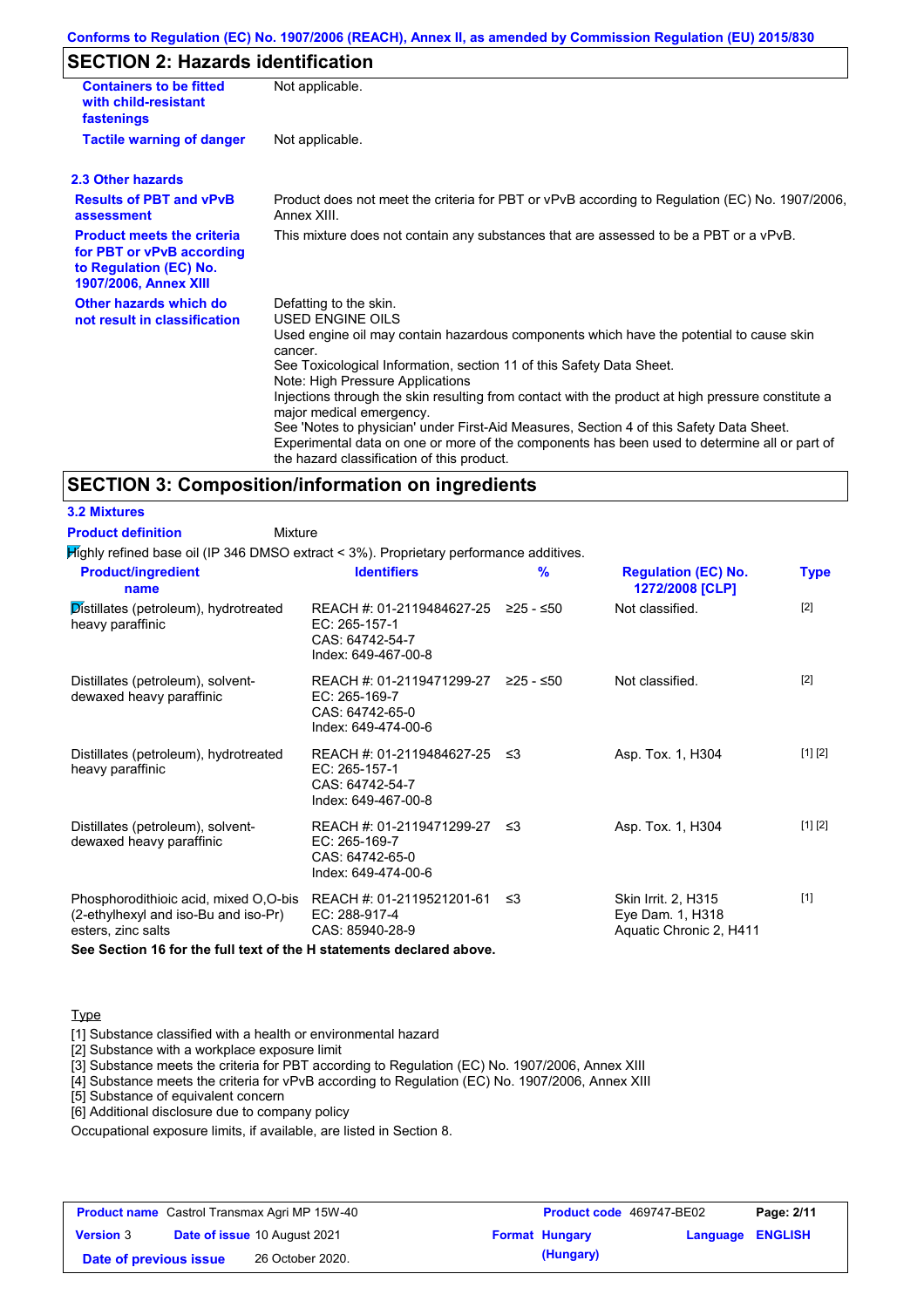## SECTION 2: Hazards identification

| | |
|---|---|
| **Containers to be fitted with child-resistant fastenings** | Not applicable. |
| **Tactile warning of danger** | Not applicable. |

### 2.3 Other hazards

| | |
|---|---|
| **Results of PBT and vPvB assessment** | Product does not meet the criteria for PBT or vPvB according to Regulation (EC) No. 1907/2006, Annex XIII. |
| **Product meets the criteria for PBT or vPvB according to Regulation (EC) No. 1907/2006, Annex XIII** | This mixture does not contain any substances that are assessed to be a PBT or a vPvB. |
| **Other hazards which do not result in classification** | Defatting to the skin.<br>USED ENGINE OILS<br>Used engine oil may contain hazardous components which have the potential to cause skin cancer.<br>See Toxicological Information, section 11 of this Safety Data Sheet.<br>Note: High Pressure Applications<br>Injections through the skin resulting from contact with the product at high pressure constitute a major medical emergency.<br>See 'Notes to physician' under First-Aid Measures, Section 4 of this Safety Data Sheet.<br>Experimental data on one or more of the components has been used to determine all or part of the hazard classification of this product. |

## SECTION 3: Composition/information on ingredients

### 3.2 Mixtures

**Product definition** Mixture

Highly refined base oil (IP 346 DMSO extract < 3%). Proprietary performance additives.

| Product/ingredient name | Identifiers | % | Regulation (EC) No. 1272/2008 [CLP] | Type |
|---|---|---|---|---|
| Distillates (petroleum), hydrotreated heavy paraffinic | REACH #: 01-2119484627-25<br>EC: 265-157-1<br>CAS: 64742-54-7<br>Index: 649-467-00-8 | ≥25 - ≤50 | Not classified. | [2] |
| Distillates (petroleum), solvent-dewaxed heavy paraffinic | REACH #: 01-2119471299-27<br>EC: 265-169-7<br>CAS: 64742-65-0<br>Index: 649-474-00-6 | ≥25 - ≤50 | Not classified. | [2] |
| Distillates (petroleum), hydrotreated heavy paraffinic | REACH #: 01-2119484627-25<br>EC: 265-157-1<br>CAS: 64742-54-7<br>Index: 649-467-00-8 | ≤3 | Asp. Tox. 1, H304 | [1] [2] |
| Distillates (petroleum), solvent-dewaxed heavy paraffinic | REACH #: 01-2119471299-27<br>EC: 265-169-7<br>CAS: 64742-65-0<br>Index: 649-474-00-6 | ≤3 | Asp. Tox. 1, H304 | [1] [2] |
| Phosphorodithioic acid, mixed O,O-bis (2-ethylhexyl and iso-Bu and iso-Pr) esters, zinc salts | REACH #: 01-2119521201-61<br>EC: 288-917-4<br>CAS: 85940-28-9 | ≤3 | Skin Irrit. 2, H315<br>Eye Dam. 1, H318<br>Aquatic Chronic 2, H411 | [1] |

**See Section 16 for the full text of the H statements declared above.**

Type

[1] Substance classified with a health or environmental hazard
[2] Substance with a workplace exposure limit
[3] Substance meets the criteria for PBT according to Regulation (EC) No. 1907/2006, Annex XIII
[4] Substance meets the criteria for vPvB according to Regulation (EC) No. 1907/2006, Annex XIII
[5] Substance of equivalent concern
[6] Additional disclosure due to company policy

Occupational exposure limits, if available, are listed in Section 8.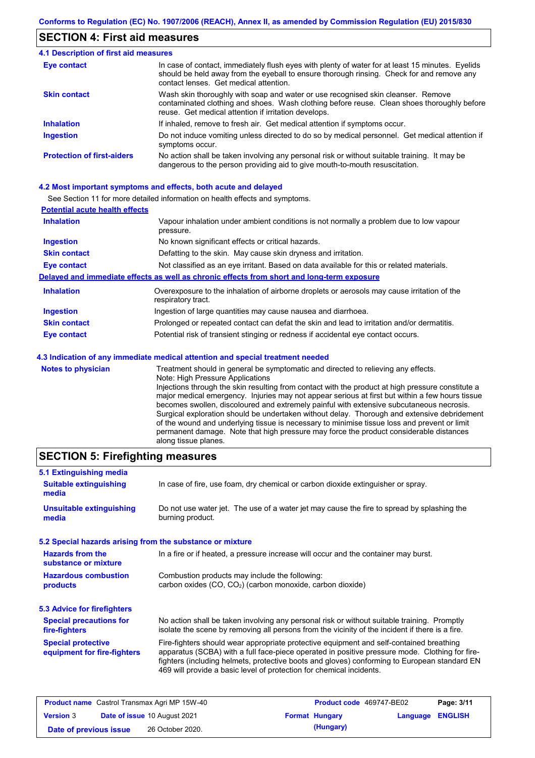## SECTION 4: First aid measures

### 4.1 Description of first aid measures

| | |
|---|---|
| **Eye contact** | In case of contact, immediately flush eyes with plenty of water for at least 15 minutes. Eyelids should be held away from the eyeball to ensure thorough rinsing. Check for and remove any contact lenses. Get medical attention. |
| **Skin contact** | Wash skin thoroughly with soap and water or use recognised skin cleanser. Remove contaminated clothing and shoes. Wash clothing before reuse. Clean shoes thoroughly before reuse. Get medical attention if irritation develops. |
| **Inhalation** | If inhaled, remove to fresh air. Get medical attention if symptoms occur. |
| **Ingestion** | Do not induce vomiting unless directed to do so by medical personnel. Get medical attention if symptoms occur. |
| **Protection of first-aiders** | No action shall be taken involving any personal risk or without suitable training. It may be dangerous to the person providing aid to give mouth-to-mouth resuscitation. |

### 4.2 Most important symptoms and effects, both acute and delayed

See Section 11 for more detailed information on health effects and symptoms.

**Potential acute health effects**

| | |
|---|---|
| **Inhalation** | Vapour inhalation under ambient conditions is not normally a problem due to low vapour pressure. |
| **Ingestion** | No known significant effects or critical hazards. |
| **Skin contact** | Defatting to the skin. May cause skin dryness and irritation. |
| **Eye contact** | Not classified as an eye irritant. Based on data available for this or related materials. |

**Delayed and immediate effects as well as chronic effects from short and long-term exposure**

| | |
|---|---|
| **Inhalation** | Overexposure to the inhalation of airborne droplets or aerosols may cause irritation of the respiratory tract. |
| **Ingestion** | Ingestion of large quantities may cause nausea and diarrhoea. |
| **Skin contact** | Prolonged or repeated contact can defat the skin and lead to irritation and/or dermatitis. |
| **Eye contact** | Potential risk of transient stinging or redness if accidental eye contact occurs. |

### 4.3 Indication of any immediate medical attention and special treatment needed

| | |
|---|---|
| **Notes to physician** | Treatment should in general be symptomatic and directed to relieving any effects. Note: High Pressure Applications Injections through the skin resulting from contact with the product at high pressure constitute a major medical emergency. Injuries may not appear serious at first but within a few hours tissue becomes swollen, discoloured and extremely painful with extensive subcutaneous necrosis. Surgical exploration should be undertaken without delay. Thorough and extensive debridement of the wound and underlying tissue is necessary to minimise tissue loss and prevent or limit permanent damage. Note that high pressure may force the product considerable distances along tissue planes. |

## SECTION 5: Firefighting measures

### 5.1 Extinguishing media

| | |
|---|---|
| **Suitable extinguishing media** | In case of fire, use foam, dry chemical or carbon dioxide extinguisher or spray. |
| **Unsuitable extinguishing media** | Do not use water jet. The use of a water jet may cause the fire to spread by splashing the burning product. |

### 5.2 Special hazards arising from the substance or mixture

| | |
|---|---|
| **Hazards from the substance or mixture** | In a fire or if heated, a pressure increase will occur and the container may burst. |
| **Hazardous combustion products** | Combustion products may include the following: carbon oxides (CO, $CO_2$) (carbon monoxide, carbon dioxide) |

### 5.3 Advice for firefighters

| | |
|---|---|
| **Special precautions for fire-fighters** | No action shall be taken involving any personal risk or without suitable training. Promptly isolate the scene by removing all persons from the vicinity of the incident if there is a fire. |
| **Special protective equipment for fire-fighters** | Fire-fighters should wear appropriate protective equipment and self-contained breathing apparatus (SCBA) with a full face-piece operated in positive pressure mode. Clothing for fire-fighters (including helmets, protective boots and gloves) conforming to European standard EN 469 will provide a basic level of protection for chemical incidents. |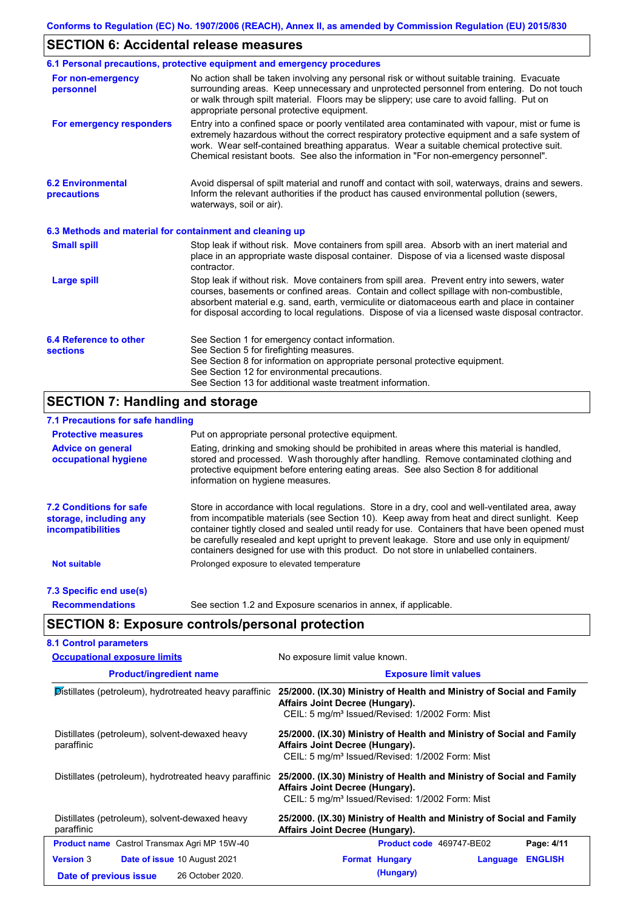## SECTION 6: Accidental release measures

### 6.1 Personal precautions, protective equipment and emergency procedures

**For non-emergency personnel**
No action shall be taken involving any personal risk or without suitable training. Evacuate surrounding areas. Keep unnecessary and unprotected personnel from entering. Do not touch or walk through spilt material. Floors may be slippery; use care to avoid falling. Put on appropriate personal protective equipment.

**For emergency responders**
Entry into a confined space or poorly ventilated area contaminated with vapour, mist or fume is extremely hazardous without the correct respiratory protective equipment and a safe system of work. Wear self-contained breathing apparatus. Wear a suitable chemical protective suit. Chemical resistant boots. See also the information in "For non-emergency personnel".

### 6.2 Environmental precautions

Avoid dispersal of spilt material and runoff and contact with soil, waterways, drains and sewers. Inform the relevant authorities if the product has caused environmental pollution (sewers, waterways, soil or air).

### 6.3 Methods and material for containment and cleaning up

**Small spill**
Stop leak if without risk. Move containers from spill area. Absorb with an inert material and place in an appropriate waste disposal container. Dispose of via a licensed waste disposal contractor.

**Large spill**
Stop leak if without risk. Move containers from spill area. Prevent entry into sewers, water courses, basements or confined areas. Contain and collect spillage with non-combustible, absorbent material e.g. sand, earth, vermiculite or diatomaceous earth and place in container for disposal according to local regulations. Dispose of via a licensed waste disposal contractor.

### 6.4 Reference to other sections

See Section 1 for emergency contact information.
See Section 5 for firefighting measures.
See Section 8 for information on appropriate personal protective equipment.
See Section 12 for environmental precautions.
See Section 13 for additional waste treatment information.

## SECTION 7: Handling and storage

### 7.1 Precautions for safe handling

**Protective measures**
Put on appropriate personal protective equipment.

**Advice on general occupational hygiene**
Eating, drinking and smoking should be prohibited in areas where this material is handled, stored and processed. Wash thoroughly after handling. Remove contaminated clothing and protective equipment before entering eating areas. See also Section 8 for additional information on hygiene measures.

### 7.2 Conditions for safe storage, including any incompatibilities

Store in accordance with local regulations. Store in a dry, cool and well-ventilated area, away from incompatible materials (see Section 10). Keep away from heat and direct sunlight. Keep container tightly closed and sealed until ready for use. Containers that have been opened must be carefully resealed and kept upright to prevent leakage. Store and use only in equipment/ containers designed for use with this product. Do not store in unlabelled containers.

**Not suitable**
Prolonged exposure to elevated temperature

### 7.3 Specific end use(s)

**Recommendations**
See section 1.2 and Exposure scenarios in annex, if applicable.

## SECTION 8: Exposure controls/personal protection

### 8.1 Control parameters

**Occupational exposure limits**
No exposure limit value known.

| Product/ingredient name | Exposure limit values |
|---|---|
| Distillates (petroleum), hydrotreated heavy paraffinic | **25/2000. (IX.30) Ministry of Health and Ministry of Social and Family Affairs Joint Decree (Hungary).** CEIL: 5 mg/m³ Issued/Revised: 1/2002 Form: Mist |
| Distillates (petroleum), solvent-dewaxed heavy paraffinic | **25/2000. (IX.30) Ministry of Health and Ministry of Social and Family Affairs Joint Decree (Hungary).** CEIL: 5 mg/m³ Issued/Revised: 1/2002 Form: Mist |
| Distillates (petroleum), hydrotreated heavy paraffinic | **25/2000. (IX.30) Ministry of Health and Ministry of Social and Family Affairs Joint Decree (Hungary).** CEIL: 5 mg/m³ Issued/Revised: 1/2002 Form: Mist |
| Distillates (petroleum), solvent-dewaxed heavy paraffinic | **25/2000. (IX.30) Ministry of Health and Ministry of Social and Family Affairs Joint Decree (Hungary).** |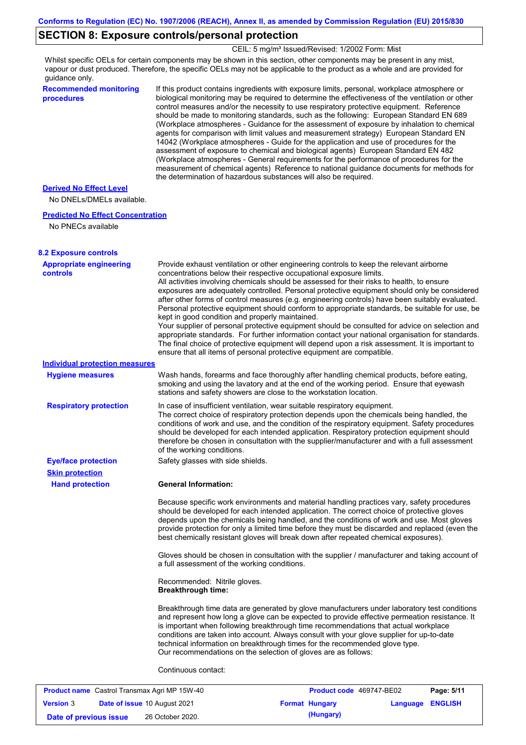## SECTION 8: Exposure controls/personal protection

CEIL: 5 mg/m³ Issued/Revised: 1/2002 Form: Mist

Whilst specific OELs for certain components may be shown in this section, other components may be present in any mist, vapour or dust produced. Therefore, the specific OELs may not be applicable to the product as a whole and are provided for guidance only.

**Recommended monitoring procedures**

If this product contains ingredients with exposure limits, personal, workplace atmosphere or biological monitoring may be required to determine the effectiveness of the ventilation or other control measures and/or the necessity to use respiratory protective equipment. Reference should be made to monitoring standards, such as the following: European Standard EN 689 (Workplace atmospheres - Guidance for the assessment of exposure by inhalation to chemical agents for comparison with limit values and measurement strategy) European Standard EN 14042 (Workplace atmospheres - Guide for the application and use of procedures for the assessment of exposure to chemical and biological agents) European Standard EN 482 (Workplace atmospheres - General requirements for the performance of procedures for the measurement of chemical agents) Reference to national guidance documents for methods for the determination of hazardous substances will also be required.

**Derived No Effect Level**

No DNELs/DMELs available.

**Predicted No Effect Concentration**

No PNECs available

### 8.2 Exposure controls

**Appropriate engineering controls**

Provide exhaust ventilation or other engineering controls to keep the relevant airborne concentrations below their respective occupational exposure limits.
All activities involving chemicals should be assessed for their risks to health, to ensure exposures are adequately controlled. Personal protective equipment should only be considered after other forms of control measures (e.g. engineering controls) have been suitably evaluated. Personal protective equipment should conform to appropriate standards, be suitable for use, be kept in good condition and properly maintained.
Your supplier of personal protective equipment should be consulted for advice on selection and appropriate standards. For further information contact your national organisation for standards. The final choice of protective equipment will depend upon a risk assessment. It is important to ensure that all items of personal protective equipment are compatible.

**Individual protection measures**

**Hygiene measures**

Wash hands, forearms and face thoroughly after handling chemical products, before eating, smoking and using the lavatory and at the end of the working period. Ensure that eyewash stations and safety showers are close to the workstation location.

**Respiratory protection**

In case of insufficient ventilation, wear suitable respiratory equipment.
The correct choice of respiratory protection depends upon the chemicals being handled, the conditions of work and use, and the condition of the respiratory equipment. Safety procedures should be developed for each intended application. Respiratory protection equipment should therefore be chosen in consultation with the supplier/manufacturer and with a full assessment of the working conditions.

**Eye/face protection**

Safety glasses with side shields.

**Skin protection**

**Hand protection**

**General Information:**

Because specific work environments and material handling practices vary, safety procedures should be developed for each intended application. The correct choice of protective gloves depends upon the chemicals being handled, and the conditions of work and use. Most gloves provide protection for only a limited time before they must be discarded and replaced (even the best chemically resistant gloves will break down after repeated chemical exposures).

Gloves should be chosen in consultation with the supplier / manufacturer and taking account of a full assessment of the working conditions.

Recommended: Nitrile gloves.
**Breakthrough time:**

Breakthrough time data are generated by glove manufacturers under laboratory test conditions and represent how long a glove can be expected to provide effective permeation resistance. It is important when following breakthrough time recommendations that actual workplace conditions are taken into account. Always consult with your glove supplier for up-to-date technical information on breakthrough times for the recommended glove type.
Our recommendations on the selection of gloves are as follows:

Continuous contact: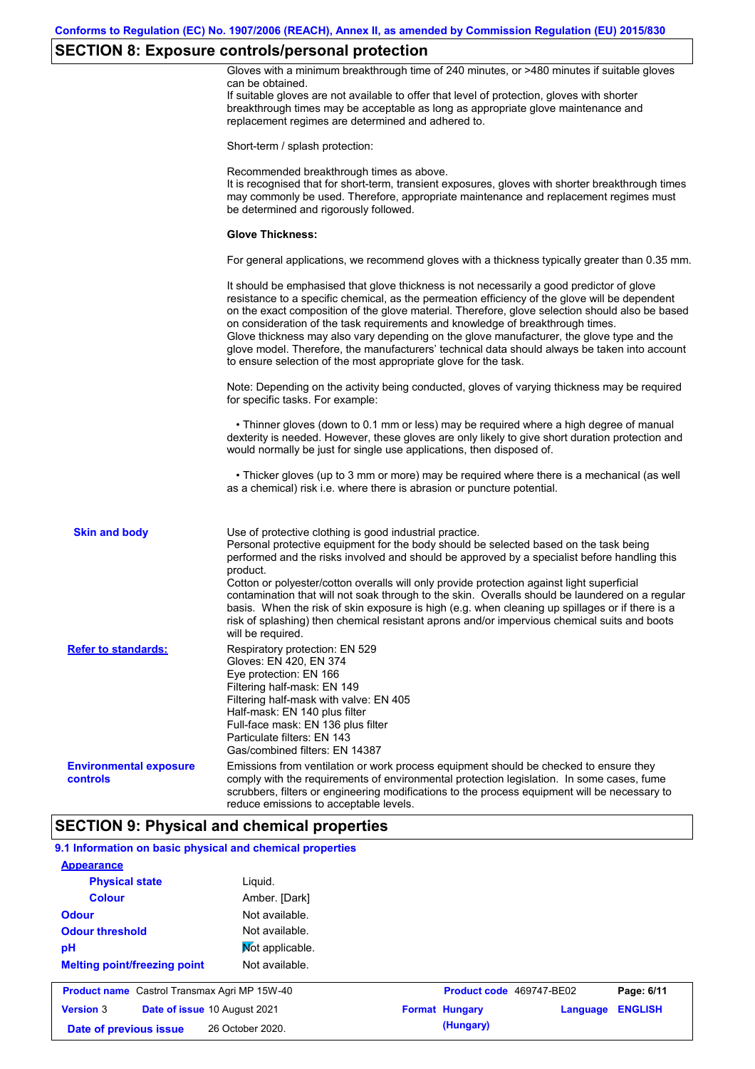## SECTION 8: Exposure controls/personal protection

Gloves with a minimum breakthrough time of 240 minutes, or >480 minutes if suitable gloves can be obtained.
If suitable gloves are not available to offer that level of protection, gloves with shorter breakthrough times may be acceptable as long as appropriate glove maintenance and replacement regimes are determined and adhered to.

Short-term / splash protection:

Recommended breakthrough times as above.
It is recognised that for short-term, transient exposures, gloves with shorter breakthrough times may commonly be used. Therefore, appropriate maintenance and replacement regimes must be determined and rigorously followed.

**Glove Thickness:**

For general applications, we recommend gloves with a thickness typically greater than 0.35 mm.

It should be emphasised that glove thickness is not necessarily a good predictor of glove resistance to a specific chemical, as the permeation efficiency of the glove will be dependent on the exact composition of the glove material. Therefore, glove selection should also be based on consideration of the task requirements and knowledge of breakthrough times.
Glove thickness may also vary depending on the glove manufacturer, the glove type and the glove model. Therefore, the manufacturers' technical data should always be taken into account to ensure selection of the most appropriate glove for the task.

Note: Depending on the activity being conducted, gloves of varying thickness may be required for specific tasks. For example:

- Thinner gloves (down to 0.1 mm or less) may be required where a high degree of manual dexterity is needed. However, these gloves are only likely to give short duration protection and would normally be just for single use applications, then disposed of.

- Thicker gloves (up to 3 mm or more) may be required where there is a mechanical (as well as a chemical) risk i.e. where there is abrasion or puncture potential.

**Skin and body**

Use of protective clothing is good industrial practice.
Personal protective equipment for the body should be selected based on the task being performed and the risks involved and should be approved by a specialist before handling this product.
Cotton or polyester/cotton overalls will only provide protection against light superficial contamination that will not soak through to the skin. Overalls should be laundered on a regular basis. When the risk of skin exposure is high (e.g. when cleaning up spillages or if there is a risk of splashing) then chemical resistant aprons and/or impervious chemical suits and boots will be required.

**Refer to standards:**

Respiratory protection: EN 529
Gloves: EN 420, EN 374
Eye protection: EN 166
Filtering half-mask: EN 149
Filtering half-mask with valve: EN 405
Half-mask: EN 140 plus filter
Full-face mask: EN 136 plus filter
Particulate filters: EN 143
Gas/combined filters: EN 14387

**Environmental exposure controls**

Emissions from ventilation or work process equipment should be checked to ensure they comply with the requirements of environmental protection legislation. In some cases, fume scrubbers, filters or engineering modifications to the process equipment will be necessary to reduce emissions to acceptable levels.

## SECTION 9: Physical and chemical properties

### 9.1 Information on basic physical and chemical properties

**Appearance**

| | |
|---|---|
| **Physical state** | Liquid. |
| **Colour** | Amber. [Dark] |
| **Odour** | Not available. |
| **Odour threshold** | Not available. |
| **pH** | Not applicable. |
| **Melting point/freezing point** | Not available. |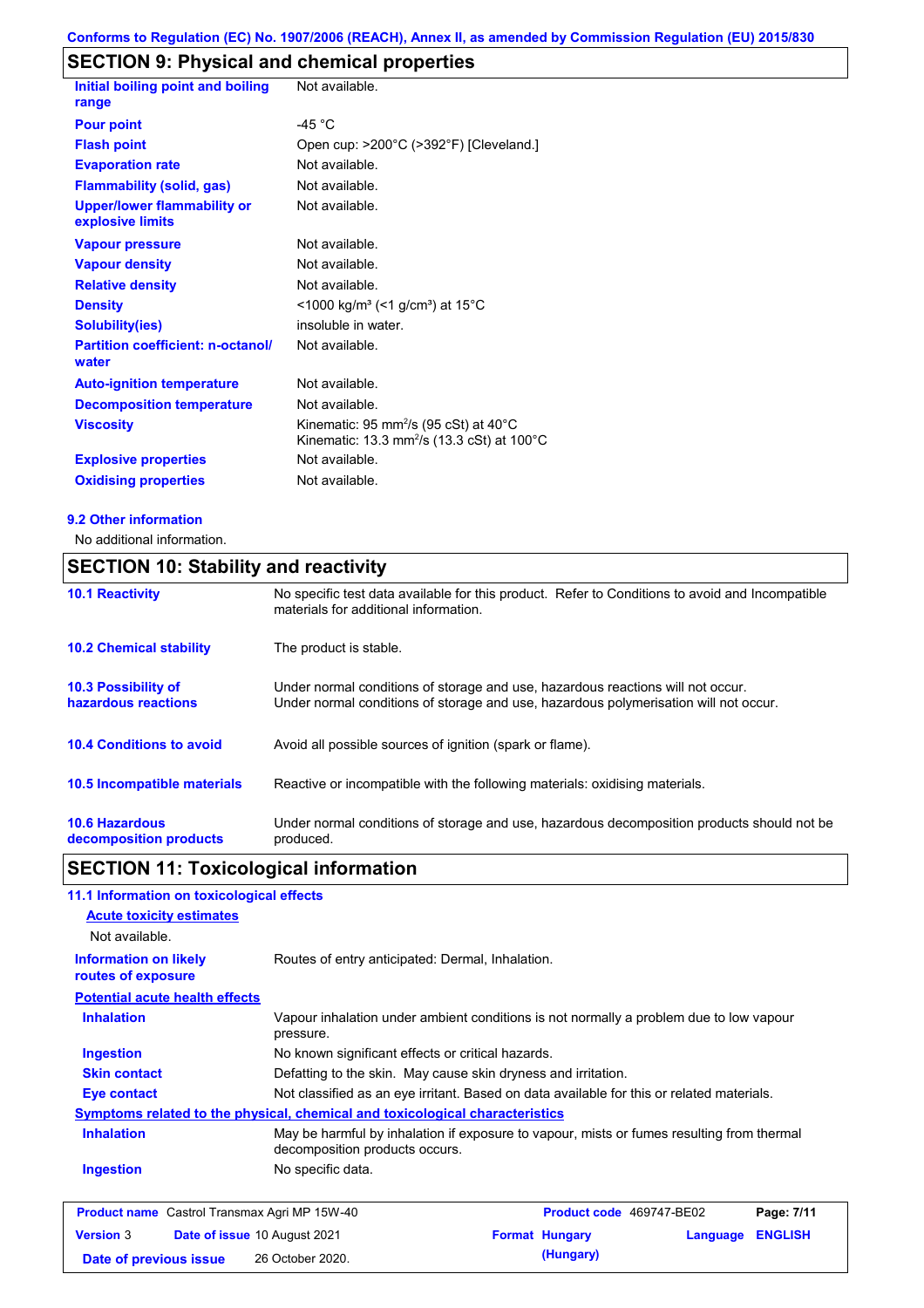## SECTION 9: Physical and chemical properties

| | |
|---|---|
| **Initial boiling point and boiling range** | Not available. |
| **Pour point** | -45 °C |
| **Flash point** | Open cup: >200°C (>392°F) [Cleveland.] |
| **Evaporation rate** | Not available. |
| **Flammability (solid, gas)** | Not available. |
| **Upper/lower flammability or explosive limits** | Not available. |
| **Vapour pressure** | Not available. |
| **Vapour density** | Not available. |
| **Relative density** | Not available. |
| **Density** | <1000 kg/m³ (<1 g/cm³) at 15°C |
| **Solubility(ies)** | insoluble in water. |
| **Partition coefficient: n-octanol/ water** | Not available. |
| **Auto-ignition temperature** | Not available. |
| **Decomposition temperature** | Not available. |
| **Viscosity** | Kinematic: 95 $mm^2/s$ (95 cSt) at 40°C<br>Kinematic: 13.3 $mm^2/s$ (13.3 cSt) at 100°C |
| **Explosive properties** | Not available. |
| **Oxidising properties** | Not available. |

### 9.2 Other information

No additional information.

## SECTION 10: Stability and reactivity

| | |
|---|---|
| **10.1 Reactivity** | No specific test data available for this product. Refer to Conditions to avoid and Incompatible materials for additional information. |
| **10.2 Chemical stability** | The product is stable. |
| **10.3 Possibility of hazardous reactions** | Under normal conditions of storage and use, hazardous reactions will not occur.<br>Under normal conditions of storage and use, hazardous polymerisation will not occur. |
| **10.4 Conditions to avoid** | Avoid all possible sources of ignition (spark or flame). |
| **10.5 Incompatible materials** | Reactive or incompatible with the following materials: oxidising materials. |
| **10.6 Hazardous decomposition products** | Under normal conditions of storage and use, hazardous decomposition products should not be produced. |

## SECTION 11: Toxicological information

### 11.1 Information on toxicological effects

**Acute toxicity estimates**

Not available.

| | |
|---|---|
| **Information on likely routes of exposure** | Routes of entry anticipated: Dermal, Inhalation. |

**Potential acute health effects**

| | |
|---|---|
| **Inhalation** | Vapour inhalation under ambient conditions is not normally a problem due to low vapour pressure. |
| **Ingestion** | No known significant effects or critical hazards. |
| **Skin contact** | Defatting to the skin. May cause skin dryness and irritation. |
| **Eye contact** | Not classified as an eye irritant. Based on data available for this or related materials. |

**Symptoms related to the physical, chemical and toxicological characteristics**

| | |
|---|---|
| **Inhalation** | May be harmful by inhalation if exposure to vapour, mists or fumes resulting from thermal decomposition products occurs. |
| **Ingestion** | No specific data. |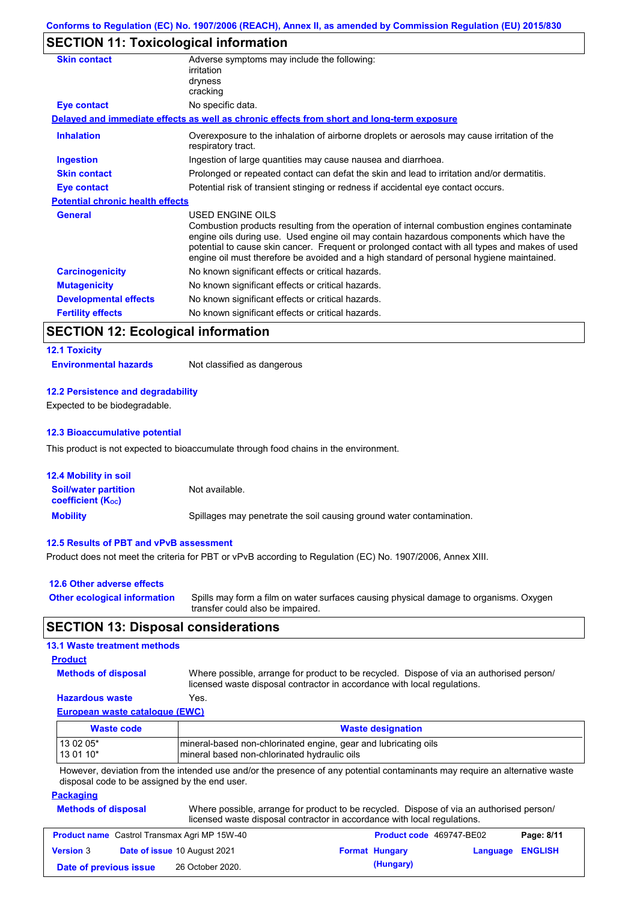## SECTION 11: Toxicological information

| | |
|---|---|
| **Skin contact** | Adverse symptoms may include the following:<br>irritation<br>dryness<br>cracking |
| **Eye contact** | No specific data. |

**Delayed and immediate effects as well as chronic effects from short and long-term exposure**

| | |
|---|---|
| **Inhalation** | Overexposure to the inhalation of airborne droplets or aerosols may cause irritation of the respiratory tract. |
| **Ingestion** | Ingestion of large quantities may cause nausea and diarrhoea. |
| **Skin contact** | Prolonged or repeated contact can defat the skin and lead to irritation and/or dermatitis. |
| **Eye contact** | Potential risk of transient stinging or redness if accidental eye contact occurs. |

**Potential chronic health effects**

| | |
|---|---|
| **General** | USED ENGINE OILS<br>Combustion products resulting from the operation of internal combustion engines contaminate engine oils during use. Used engine oil may contain hazardous components which have the potential to cause skin cancer. Frequent or prolonged contact with all types and makes of used engine oil must therefore be avoided and a high standard of personal hygiene maintained. |
| **Carcinogenicity** | No known significant effects or critical hazards. |
| **Mutagenicity** | No known significant effects or critical hazards. |
| **Developmental effects** | No known significant effects or critical hazards. |
| **Fertility effects** | No known significant effects or critical hazards. |

## SECTION 12: Ecological information

### 12.1 Toxicity

**Environmental hazards** Not classified as dangerous

### 12.2 Persistence and degradability

Expected to be biodegradable.

### 12.3 Bioaccumulative potential

This product is not expected to bioaccumulate through food chains in the environment.

### 12.4 Mobility in soil

| | |
|---|---|
| **Soil/water partition coefficient ($K_{OC}$)** | Not available. |
| **Mobility** | Spillages may penetrate the soil causing ground water contamination. |

### 12.5 Results of PBT and vPvB assessment

Product does not meet the criteria for PBT or vPvB according to Regulation (EC) No. 1907/2006, Annex XIII.

### 12.6 Other adverse effects

**Other ecological information** Spills may form a film on water surfaces causing physical damage to organisms. Oxygen transfer could also be impaired.

## SECTION 13: Disposal considerations

### 13.1 Waste treatment methods

**Product**

| | |
|---|---|
| **Methods of disposal** | Where possible, arrange for product to be recycled. Dispose of via an authorised person/ licensed waste disposal contractor in accordance with local regulations. |
| **Hazardous waste** | Yes. |

**European waste catalogue (EWC)**

| Waste code | Waste designation |
|---|---|
| 13 02 05*<br>13 01 10* | mineral-based non-chlorinated engine, gear and lubricating oils<br>mineral based non-chlorinated hydraulic oils |

However, deviation from the intended use and/or the presence of any potential contaminants may require an alternative waste disposal code to be assigned by the end user.

**Packaging**

**Methods of disposal** Where possible, arrange for product to be recycled. Dispose of via an authorised person/ licensed waste disposal contractor in accordance with local regulations.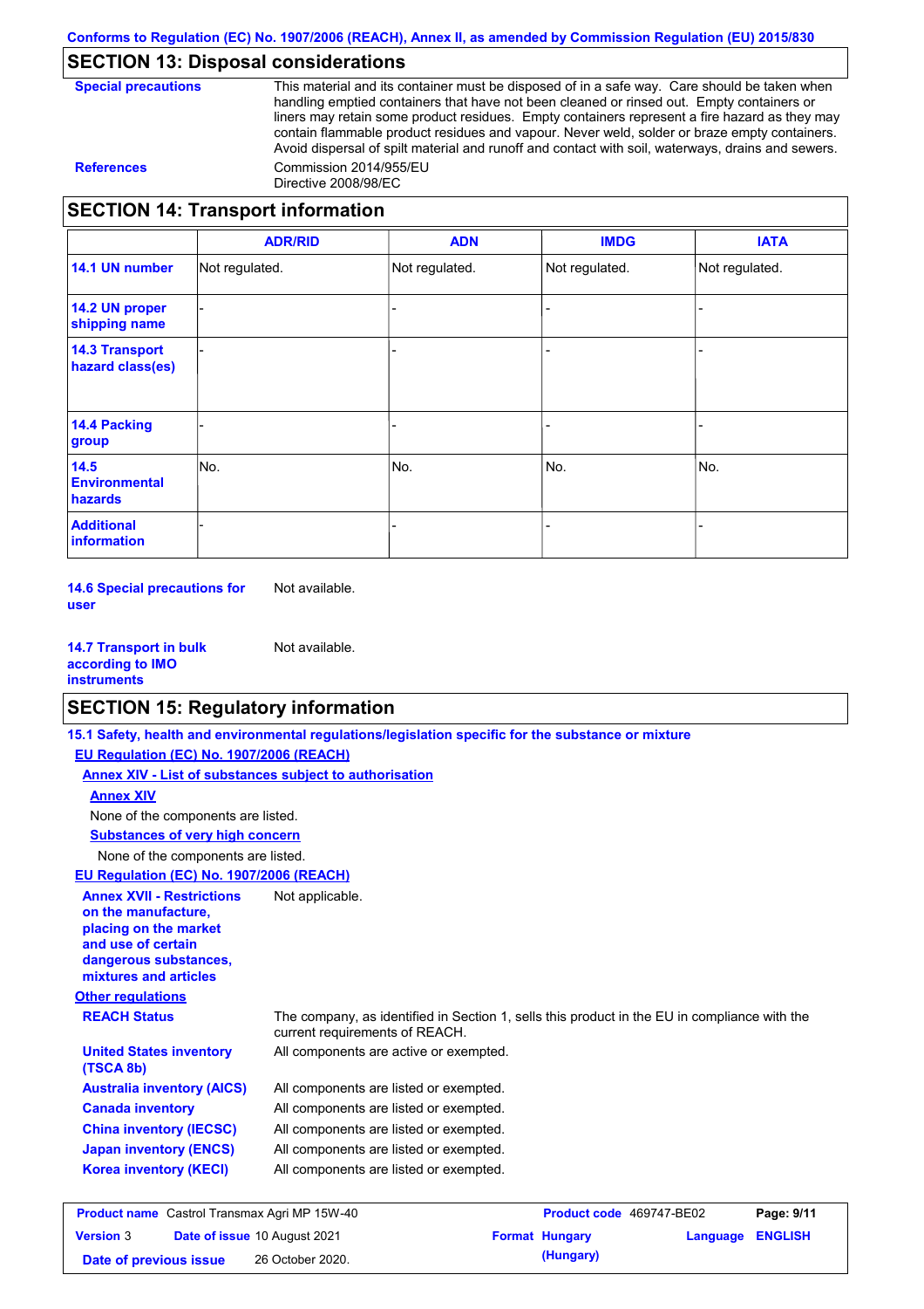## SECTION 13: Disposal considerations

**Special precautions**

This material and its container must be disposed of in a safe way. Care should be taken when handling emptied containers that have not been cleaned or rinsed out. Empty containers or liners may retain some product residues. Empty containers represent a fire hazard as they may contain flammable product residues and vapour. Never weld, solder or braze empty containers. Avoid dispersal of spilt material and runoff and contact with soil, waterways, drains and sewers.

**References**

Commission 2014/955/EU
Directive 2008/98/EC

## SECTION 14: Transport information

| | ADR/RID | ADN | IMDG | IATA |
|---|---|---|---|---|
| **14.1 UN number** | Not regulated. | Not regulated. | Not regulated. | Not regulated. |
| **14.2 UN proper shipping name** | - | - | - | - |
| **14.3 Transport hazard class(es)** | - | - | - | - |
| **14.4 Packing group** | - | - | - | - |
| **14.5 Environmental hazards** | No. | No. | No. | No. |
| **Additional information** | - | - | - | - |

**14.6 Special precautions for user** Not available.

**14.7 Transport in bulk according to IMO instruments** Not available.

## SECTION 15: Regulatory information

**15.1 Safety, health and environmental regulations/legislation specific for the substance or mixture**

**EU Regulation (EC) No. 1907/2006 (REACH)**

**Annex XIV - List of substances subject to authorisation**

**Annex XIV**

None of the components are listed.

**Substances of very high concern**

None of the components are listed.

**EU Regulation (EC) No. 1907/2006 (REACH)**

**Annex XVII - Restrictions on the manufacture, placing on the market and use of certain dangerous substances, mixtures and articles** Not applicable.

**Other regulations**

**REACH Status** The company, as identified in Section 1, sells this product in the EU in compliance with the current requirements of REACH.

**United States inventory (TSCA 8b)** All components are active or exempted.

**Australia inventory (AICS)** All components are listed or exempted.

**Canada inventory** All components are listed or exempted.

**China inventory (IECSC)** All components are listed or exempted.

**Japan inventory (ENCS)** All components are listed or exempted.

**Korea inventory (KECI)** All components are listed or exempted.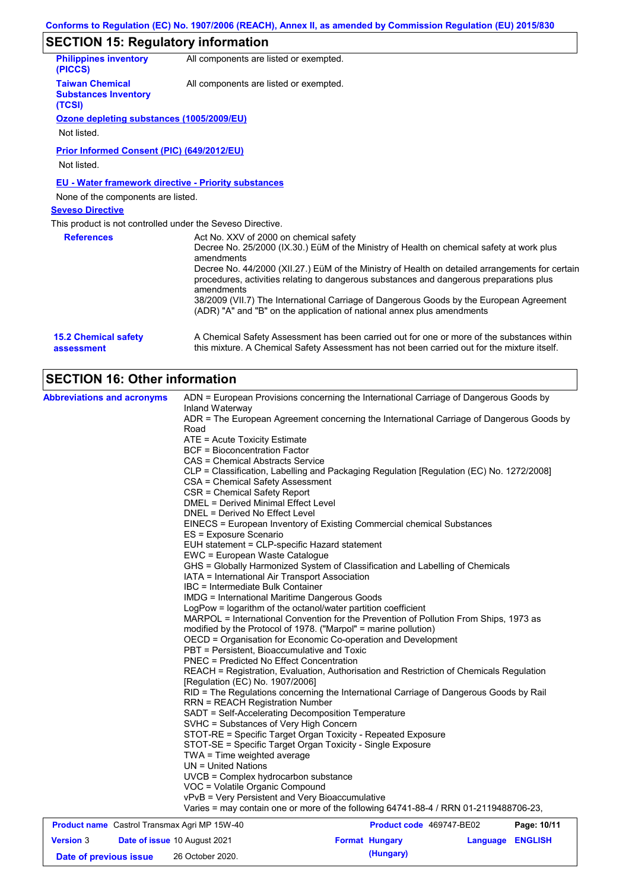## SECTION 15: Regulatory information

**Philippines inventory (PICCS)** All components are listed or exempted.

**Taiwan Chemical Substances Inventory (TCSI)** All components are listed or exempted.

**Ozone depleting substances (1005/2009/EU)**

Not listed.

**Prior Informed Consent (PIC) (649/2012/EU)**

Not listed.

**EU - Water framework directive - Priority substances**

None of the components are listed.

**Seveso Directive**

This product is not controlled under the Seveso Directive.

**References**

Act No. XXV of 2000 on chemical safety
Decree No. 25/2000 (IX.30.) EüM of the Ministry of Health on chemical safety at work plus amendments
Decree No. 44/2000 (XII.27.) EüM of the Ministry of Health on detailed arrangements for certain procedures, activities relating to dangerous substances and dangerous preparations plus amendments
38/2009 (VII.7) The International Carriage of Dangerous Goods by the European Agreement (ADR) "A" and "B" on the application of national annex plus amendments

**15.2 Chemical safety assessment**

A Chemical Safety Assessment has been carried out for one or more of the substances within this mixture. A Chemical Safety Assessment has not been carried out for the mixture itself.

## SECTION 16: Other information

**Abbreviations and acronyms**

ADN = European Provisions concerning the International Carriage of Dangerous Goods by Inland Waterway
ADR = The European Agreement concerning the International Carriage of Dangerous Goods by Road
ATE = Acute Toxicity Estimate
BCF = Bioconcentration Factor
CAS = Chemical Abstracts Service
CLP = Classification, Labelling and Packaging Regulation [Regulation (EC) No. 1272/2008]
CSA = Chemical Safety Assessment
CSR = Chemical Safety Report
DMEL = Derived Minimal Effect Level
DNEL = Derived No Effect Level
EINECS = European Inventory of Existing Commercial chemical Substances
ES = Exposure Scenario
EUH statement = CLP-specific Hazard statement
EWC = European Waste Catalogue
GHS = Globally Harmonized System of Classification and Labelling of Chemicals
IATA = International Air Transport Association
IBC = Intermediate Bulk Container
IMDG = International Maritime Dangerous Goods
LogPow = logarithm of the octanol/water partition coefficient
MARPOL = International Convention for the Prevention of Pollution From Ships, 1973 as modified by the Protocol of 1978. ("Marpol" = marine pollution)
OECD = Organisation for Economic Co-operation and Development
PBT = Persistent, Bioaccumulative and Toxic
PNEC = Predicted No Effect Concentration
REACH = Registration, Evaluation, Authorisation and Restriction of Chemicals Regulation [Regulation (EC) No. 1907/2006]
RID = The Regulations concerning the International Carriage of Dangerous Goods by Rail
RRN = REACH Registration Number
SADT = Self-Accelerating Decomposition Temperature
SVHC = Substances of Very High Concern
STOT-RE = Specific Target Organ Toxicity - Repeated Exposure
STOT-SE = Specific Target Organ Toxicity - Single Exposure
TWA = Time weighted average
UN = United Nations
UVCB = Complex hydrocarbon substance
VOC = Volatile Organic Compound
vPvB = Very Persistent and Very Bioaccumulative
Varies = may contain one or more of the following 64741-88-4 / RRN 01-2119488706-23,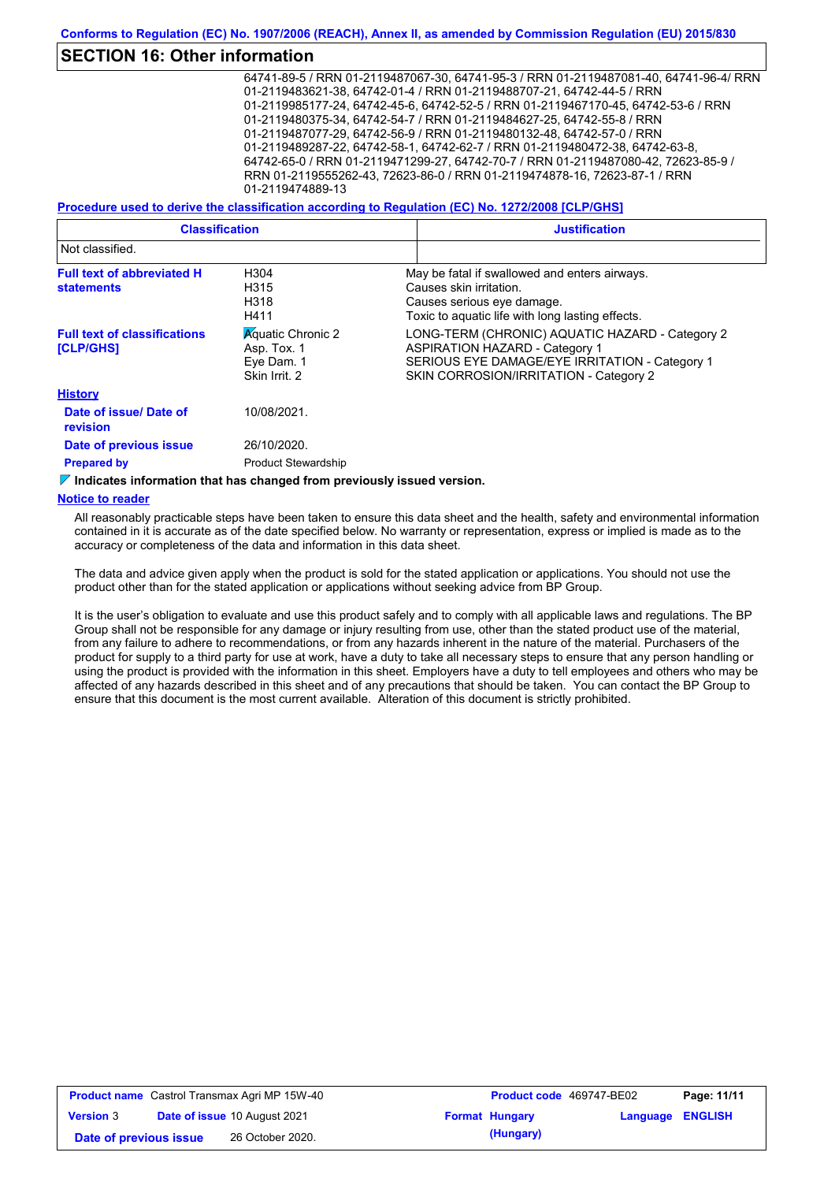## SECTION 16: Other information

64741-89-5 / RRN 01-2119487067-30, 64741-95-3 / RRN 01-2119487081-40, 64741-96-4/ RRN 01-2119483621-38, 64742-01-4 / RRN 01-2119488707-21, 64742-44-5 / RRN 01-2119985177-24, 64742-45-6, 64742-52-5 / RRN 01-2119467170-45, 64742-53-6 / RRN 01-2119480375-34, 64742-54-7 / RRN 01-2119484627-25, 64742-55-8 / RRN 01-2119487077-29, 64742-56-9 / RRN 01-2119480132-48, 64742-57-0 / RRN 01-2119489287-22, 64742-58-1, 64742-62-7 / RRN 01-2119480472-38, 64742-63-8, 64742-65-0 / RRN 01-2119471299-27, 64742-70-7 / RRN 01-2119487080-42, 72623-85-9 / RRN 01-2119555262-43, 72623-86-0 / RRN 01-2119474878-16, 72623-87-1 / RRN 01-2119474889-13

**Procedure used to derive the classification according to Regulation (EC) No. 1272/2008 [CLP/GHS]**

| Classification | Justification |
|---|---|
| Not classified. | |

**Full text of abbreviated H statements**

| | |
|---|---|
| H304 | May be fatal if swallowed and enters airways. |
| H315 | Causes skin irritation. |
| H318 | Causes serious eye damage. |
| H411 | Toxic to aquatic life with long lasting effects. |

**Full text of classifications [CLP/GHS]**

| | |
|---|---|
| Aquatic Chronic 2 | LONG-TERM (CHRONIC) AQUATIC HAZARD - Category 2 |
| Asp. Tox. 1 | ASPIRATION HAZARD - Category 1 |
| Eye Dam. 1 | SERIOUS EYE DAMAGE/EYE IRRITATION - Category 1 |
| Skin Irrit. 2 | SKIN CORROSION/IRRITATION - Category 2 |

**History**

**Date of issue/ Date of revision**: 10/08/2021.

**Date of previous issue**: 26/10/2020.

**Prepared by**: Product Stewardship

**Indicates information that has changed from previously issued version.**

**Notice to reader**

All reasonably practicable steps have been taken to ensure this data sheet and the health, safety and environmental information contained in it is accurate as of the date specified below. No warranty or representation, express or implied is made as to the accuracy or completeness of the data and information in this data sheet.

The data and advice given apply when the product is sold for the stated application or applications. You should not use the product other than for the stated application or applications without seeking advice from BP Group.

It is the user's obligation to evaluate and use this product safely and to comply with all applicable laws and regulations. The BP Group shall not be responsible for any damage or injury resulting from use, other than the stated product use of the material, from any failure to adhere to recommendations, or from any hazards inherent in the nature of the material. Purchasers of the product for supply to a third party for use at work, have a duty to take all necessary steps to ensure that any person handling or using the product is provided with the information in this sheet. Employers have a duty to tell employees and others who may be affected of any hazards described in this sheet and of any precautions that should be taken. You can contact the BP Group to ensure that this document is the most current available. Alteration of this document is strictly prohibited.